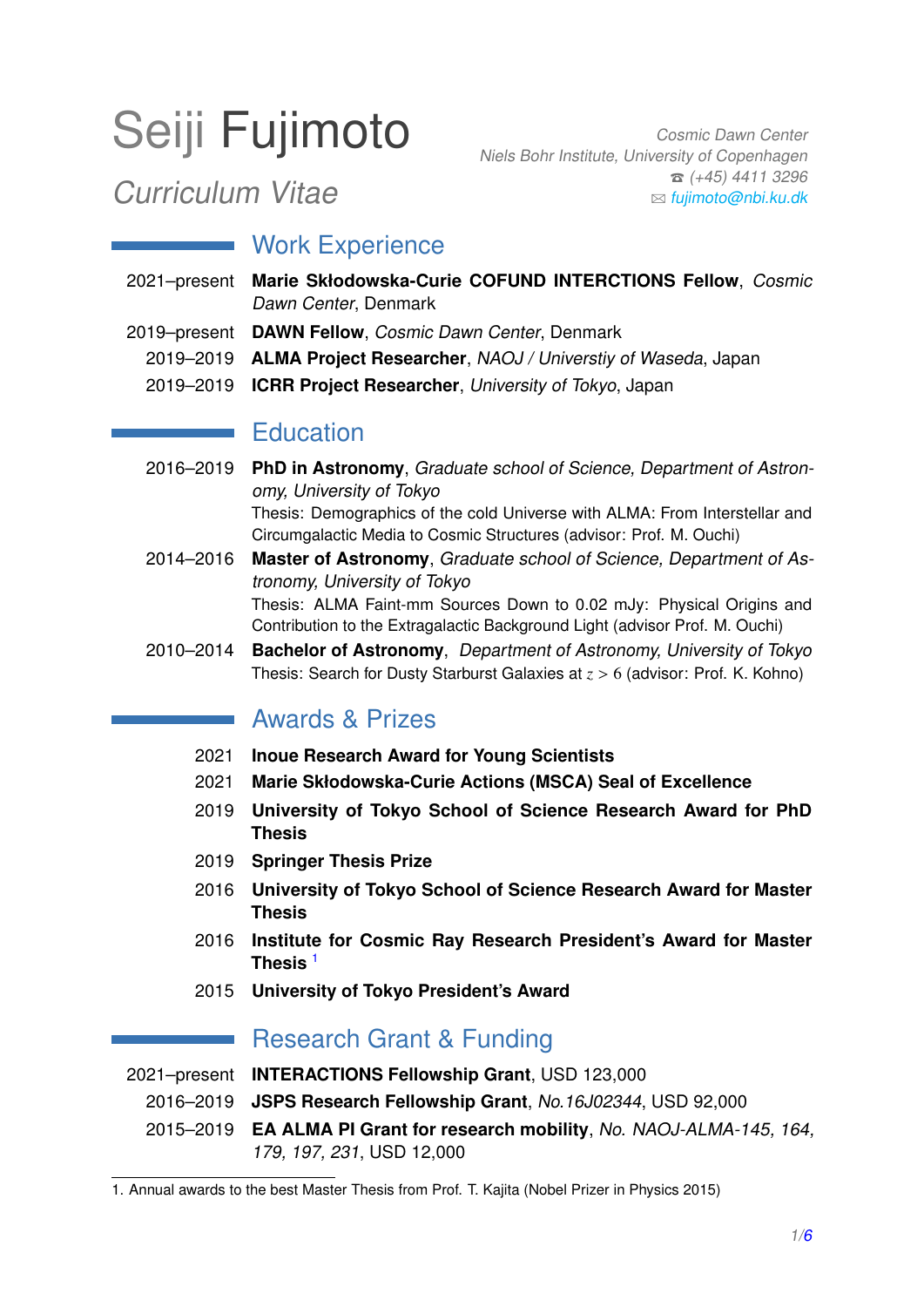# Seiji Fujimoto

## *Curriculum Vitae*

*Cosmic Dawn Center*
*Niels Bohr Institute, University of Copenhagen*
☎ *(+45) 4411 3296*
✉ *fujimoto@nbi.ku.dk*

## Work Experience

2021–present **Marie Skłodowska-Curie COFUND INTERCTIONS Fellow**, *Cosmic Dawn Center*, Denmark

2019–present **DAWN Fellow**, *Cosmic Dawn Center*, Denmark

2019–2019 **ALMA Project Researcher**, *NAOJ / Universtiy of Waseda*, Japan

2019–2019 **ICRR Project Researcher**, *University of Tokyo*, Japan

## Education

2016–2019 **PhD in Astronomy**, *Graduate school of Science, Department of Astronomy, University of Tokyo*
Thesis: Demographics of the cold Universe with ALMA: From Interstellar and Circumgalactic Media to Cosmic Structures (advisor: Prof. M. Ouchi)

2014–2016 **Master of Astronomy**, *Graduate school of Science, Department of Astronomy, University of Tokyo*
Thesis: ALMA Faint-mm Sources Down to 0.02 mJy: Physical Origins and Contribution to the Extragalactic Background Light (advisor Prof. M. Ouchi)

2010–2014 **Bachelor of Astronomy**, *Department of Astronomy, University of Tokyo*
Thesis: Search for Dusty Starburst Galaxies at $z > 6$ (advisor: Prof. K. Kohno)

## Awards & Prizes

2021 **Inoue Research Award for Young Scientists**

2021 **Marie Skłodowska-Curie Actions (MSCA) Seal of Excellence**

2019 **University of Tokyo School of Science Research Award for PhD Thesis**

2019 **Springer Thesis Prize**

2016 **University of Tokyo School of Science Research Award for Master Thesis**

2016 **Institute for Cosmic Ray Research President's Award for Master Thesis** [1]

2015 **University of Tokyo President's Award**

## Research Grant & Funding

2021–present **INTERACTIONS Fellowship Grant**, USD 123,000

2016–2019 **JSPS Research Fellowship Grant**, *No.16J02344*, USD 92,000

2015–2019 **EA ALMA PI Grant for research mobility**, *No. NAOJ-ALMA-145, 164, 179, 197, 231*, USD 12,000

1. Annual awards to the best Master Thesis from Prof. T. Kajita (Nobel Prizer in Physics 2015)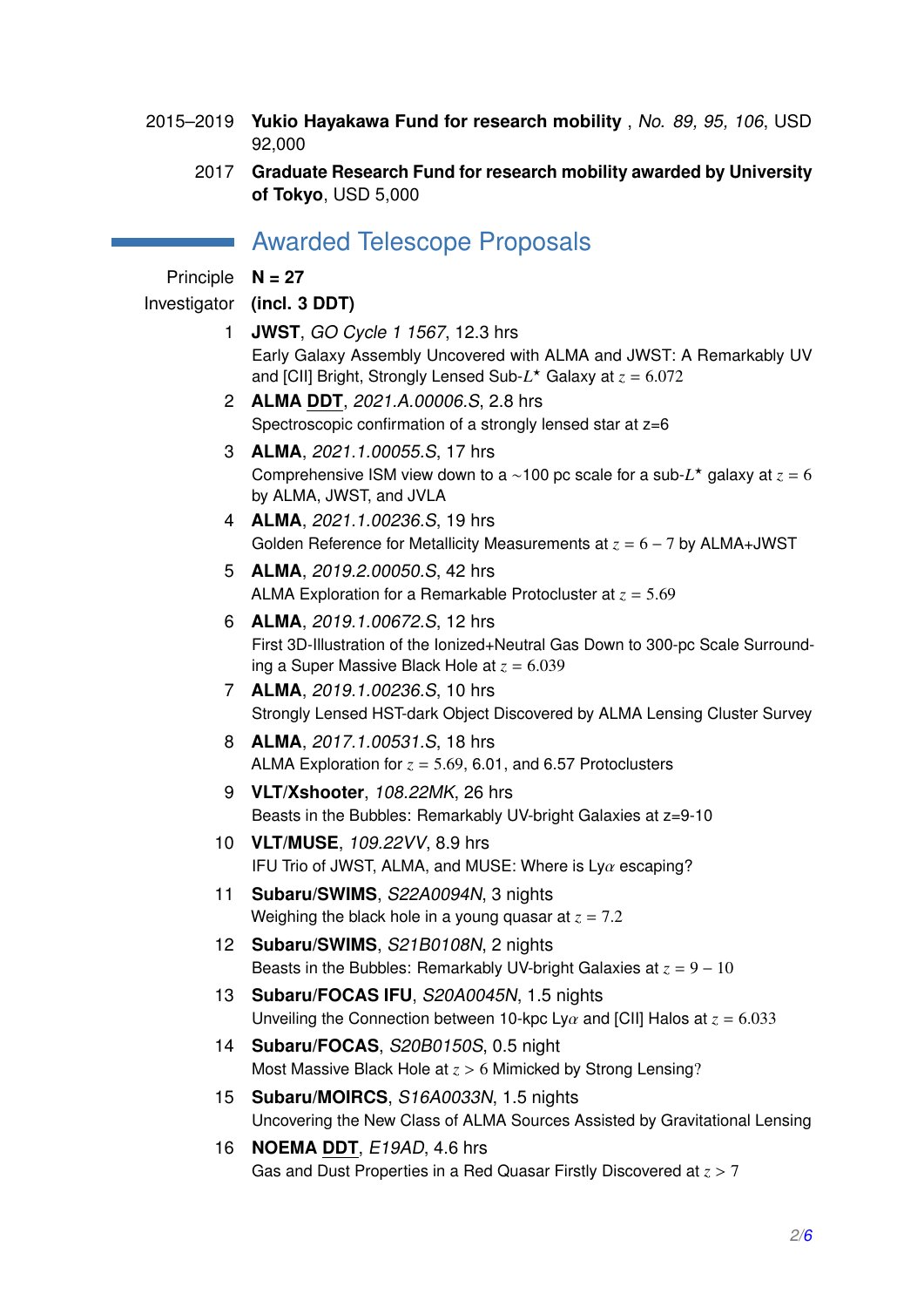2015–2019 **Yukio Hayakawa Fund for research mobility** , *No. 89, 95, 106*, USD 92,000

2017 **Graduate Research Fund for research mobility awarded by University of Tokyo**, USD 5,000

## Awarded Telescope Proposals

Principle Investigator **N = 27 (incl. 3 DDT)**

1. **JWST**, *GO Cycle 1 1567*, 12.3 hrs
   Early Galaxy Assembly Uncovered with ALMA and JWST: A Remarkably UV and [CII] Bright, Strongly Lensed Sub-$L^{\star}$ Galaxy at $z = 6.072$
2. **ALMA DDT**, *2021.A.00006.S*, 2.8 hrs
   Spectroscopic confirmation of a strongly lensed star at z=6
3. **ALMA**, *2021.1.00055.S*, 17 hrs
   Comprehensive ISM view down to a ~100 pc scale for a sub-$L^{\star}$ galaxy at $z = 6$ by ALMA, JWST, and JVLA
4. **ALMA**, *2021.1.00236.S*, 19 hrs
   Golden Reference for Metallicity Measurements at $z = 6 - 7$ by ALMA+JWST
5. **ALMA**, *2019.2.00050.S*, 42 hrs
   ALMA Exploration for a Remarkable Protocluster at $z = 5.69$
6. **ALMA**, *2019.1.00672.S*, 12 hrs
   First 3D-Illustration of the Ionized+Neutral Gas Down to 300-pc Scale Surrounding a Super Massive Black Hole at $z = 6.039$
7. **ALMA**, *2019.1.00236.S*, 10 hrs
   Strongly Lensed HST-dark Object Discovered by ALMA Lensing Cluster Survey
8. **ALMA**, *2017.1.00531.S*, 18 hrs
   ALMA Exploration for $z = 5.69$, 6.01, and 6.57 Protoclusters
9. **VLT/Xshooter**, *108.22MK*, 26 hrs
   Beasts in the Bubbles: Remarkably UV-bright Galaxies at z=9-10
10. **VLT/MUSE**, *109.22VV*, 8.9 hrs
    IFU Trio of JWST, ALMA, and MUSE: Where is Ly$\alpha$ escaping?
11. **Subaru/SWIMS**, *S22A0094N*, 3 nights
    Weighing the black hole in a young quasar at $z = 7.2$
12. **Subaru/SWIMS**, *S21B0108N*, 2 nights
    Beasts in the Bubbles: Remarkably UV-bright Galaxies at $z = 9 - 10$
13. **Subaru/FOCAS IFU**, *S20A0045N*, 1.5 nights
    Unveiling the Connection between 10-kpc Ly$\alpha$ and [CII] Halos at $z = 6.033$
14. **Subaru/FOCAS**, *S20B0150S*, 0.5 night
    Most Massive Black Hole at $z > 6$ Mimicked by Strong Lensing?
15. **Subaru/MOIRCS**, *S16A0033N*, 1.5 nights
    Uncovering the New Class of ALMA Sources Assisted by Gravitational Lensing
16. **NOEMA DDT**, *E19AD*, 4.6 hrs
    Gas and Dust Properties in a Red Quasar Firstly Discovered at $z > 7$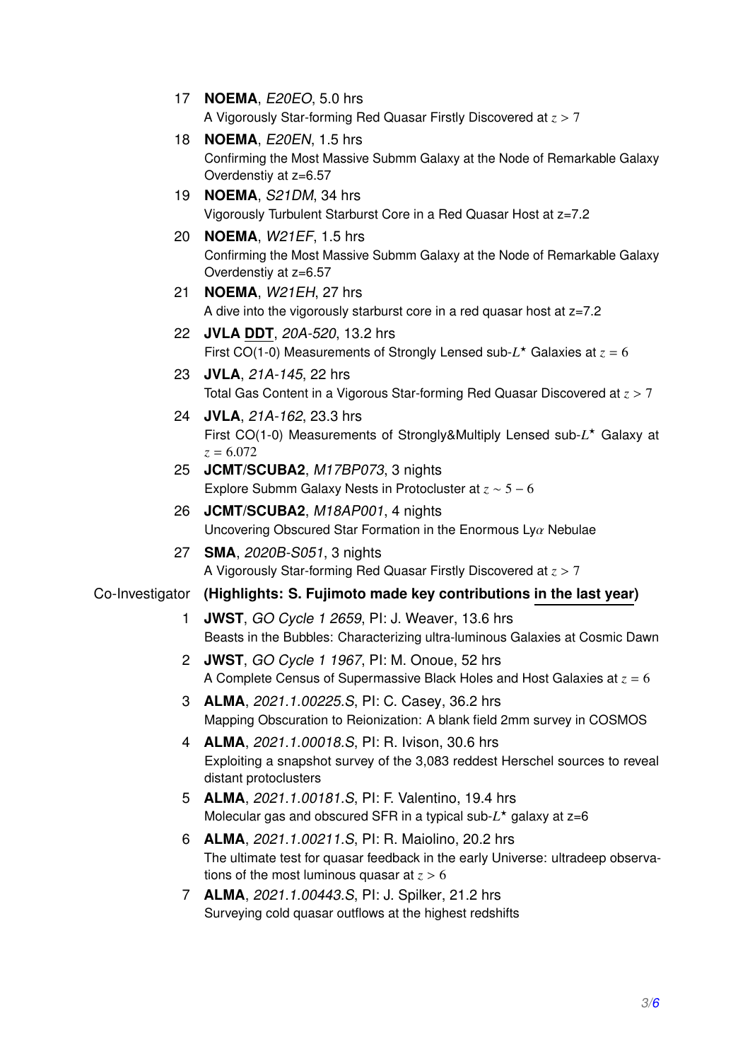17 **NOEMA**, *E20EO*, 5.0 hrs
A Vigorously Star-forming Red Quasar Firstly Discovered at $z > 7$

18 **NOEMA**, *E20EN*, 1.5 hrs
Confirming the Most Massive Submm Galaxy at the Node of Remarkable Galaxy Overdenstiy at z=6.57

19 **NOEMA**, *S21DM*, 34 hrs
Vigorously Turbulent Starburst Core in a Red Quasar Host at z=7.2

20 **NOEMA**, *W21EF*, 1.5 hrs
Confirming the Most Massive Submm Galaxy at the Node of Remarkable Galaxy Overdenstiy at z=6.57

21 **NOEMA**, *W21EH*, 27 hrs
A dive into the vigorously starburst core in a red quasar host at z=7.2

22 **JVLA <u>DDT</u>**, *20A-520*, 13.2 hrs
First CO(1-0) Measurements of Strongly Lensed sub-$L^{\star}$ Galaxies at $z = 6$

23 **JVLA**, *21A-145*, 22 hrs
Total Gas Content in a Vigorous Star-forming Red Quasar Discovered at $z > 7$

24 **JVLA**, *21A-162*, 23.3 hrs
First CO(1-0) Measurements of Strongly&Multiply Lensed sub-$L^{\star}$ Galaxy at $z = 6.072$

25 **JCMT/SCUBA2**, *M17BP073*, 3 nights
Explore Submm Galaxy Nests in Protocluster at $z \sim 5 - 6$

26 **JCMT/SCUBA2**, *M18AP001*, 4 nights
Uncovering Obscured Star Formation in the Enormous Ly$\alpha$ Nebulae

27 **SMA**, *2020B-S051*, 3 nights
A Vigorously Star-forming Red Quasar Firstly Discovered at $z > 7$

Co-Investigator **(Highlights: S. Fujimoto made key contributions <u>in the last year</u>)**

1 **JWST**, *GO Cycle 1 2659*, PI: J. Weaver, 13.6 hrs
Beasts in the Bubbles: Characterizing ultra-luminous Galaxies at Cosmic Dawn

2 **JWST**, *GO Cycle 1 1967*, PI: M. Onoue, 52 hrs
A Complete Census of Supermassive Black Holes and Host Galaxies at $z = 6$

3 **ALMA**, *2021.1.00225.S*, PI: C. Casey, 36.2 hrs
Mapping Obscuration to Reionization: A blank field 2mm survey in COSMOS

4 **ALMA**, *2021.1.00018.S*, PI: R. Ivison, 30.6 hrs
Exploiting a snapshot survey of the 3,083 reddest Herschel sources to reveal distant protoclusters

5 **ALMA**, *2021.1.00181.S*, PI: F. Valentino, 19.4 hrs
Molecular gas and obscured SFR in a typical sub-$L^{\star}$ galaxy at z=6

6 **ALMA**, *2021.1.00211.S*, PI: R. Maiolino, 20.2 hrs
The ultimate test for quasar feedback in the early Universe: ultradeep observations of the most luminous quasar at $z > 6$

7 **ALMA**, *2021.1.00443.S*, PI: J. Spilker, 21.2 hrs
Surveying cold quasar outflows at the highest redshifts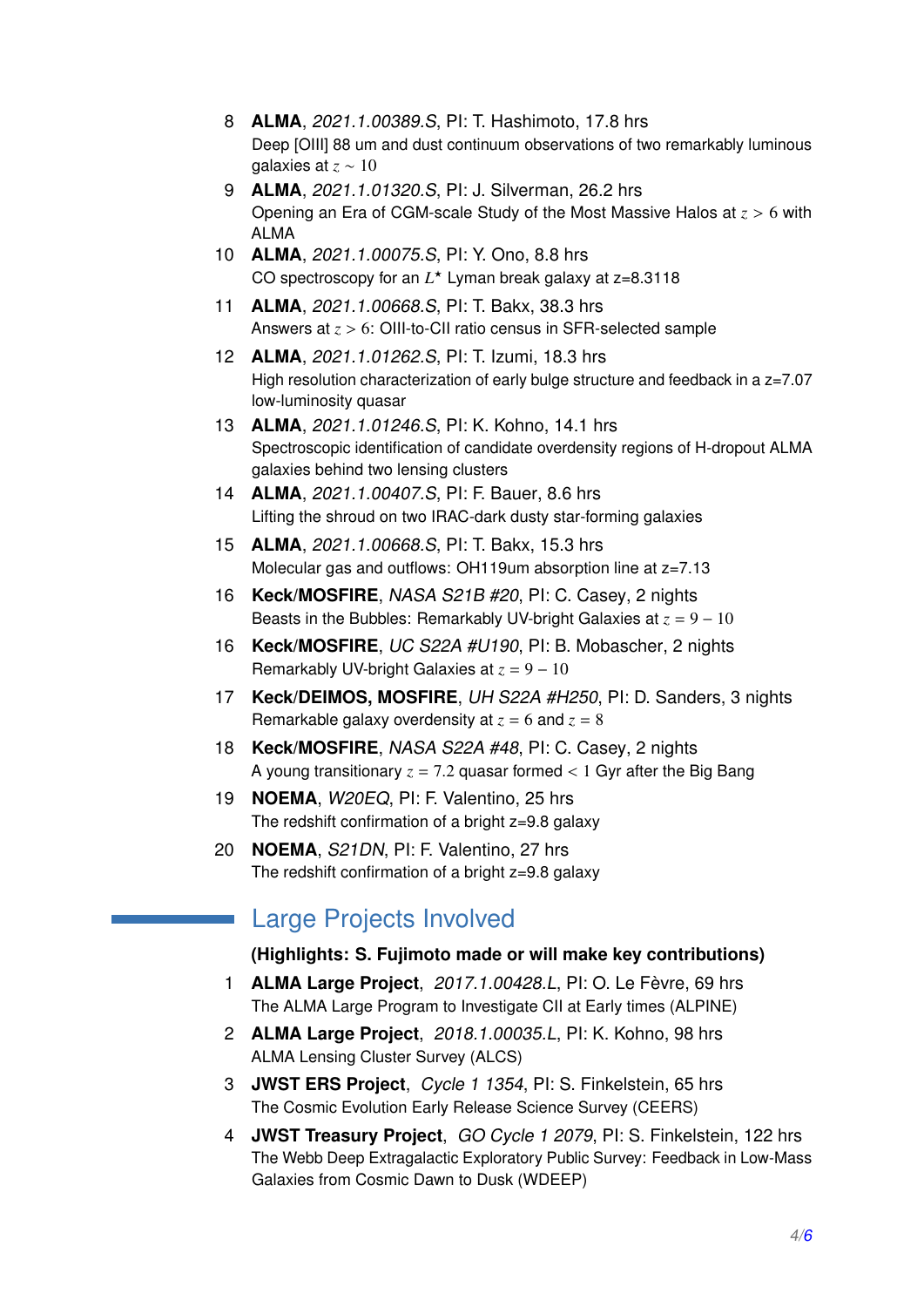8 **ALMA**, *2021.1.00389.S*, PI: T. Hashimoto, 17.8 hrs
Deep [OIII] 88 um and dust continuum observations of two remarkably luminous galaxies at $z \sim 10$

9 **ALMA**, *2021.1.01320.S*, PI: J. Silverman, 26.2 hrs
Opening an Era of CGM-scale Study of the Most Massive Halos at $z > 6$ with ALMA

10 **ALMA**, *2021.1.00075.S*, PI: Y. Ono, 8.8 hrs
CO spectroscopy for an $L^{\star}$ Lyman break galaxy at z=8.3118

11 **ALMA**, *2021.1.00668.S*, PI: T. Bakx, 38.3 hrs
Answers at $z > 6$: OIII-to-CII ratio census in SFR-selected sample

12 **ALMA**, *2021.1.01262.S*, PI: T. Izumi, 18.3 hrs
High resolution characterization of early bulge structure and feedback in a z=7.07 low-luminosity quasar

13 **ALMA**, *2021.1.01246.S*, PI: K. Kohno, 14.1 hrs
Spectroscopic identification of candidate overdensity regions of H-dropout ALMA galaxies behind two lensing clusters

14 **ALMA**, *2021.1.00407.S*, PI: F. Bauer, 8.6 hrs
Lifting the shroud on two IRAC-dark dusty star-forming galaxies

15 **ALMA**, *2021.1.00668.S*, PI: T. Bakx, 15.3 hrs
Molecular gas and outflows: OH119um absorption line at z=7.13

16 **Keck**/**MOSFIRE**, *NASA S21B #20*, PI: C. Casey, 2 nights
Beasts in the Bubbles: Remarkably UV-bright Galaxies at $z = 9 - 10$

16 **Keck**/**MOSFIRE**, *UC S22A #U190*, PI: B. Mobascher, 2 nights
Remarkably UV-bright Galaxies at $z = 9 - 10$

17 **Keck**/**DEIMOS, MOSFIRE**, *UH S22A #H250*, PI: D. Sanders, 3 nights
Remarkable galaxy overdensity at $z = 6$ and $z = 8$

18 **Keck**/**MOSFIRE**, *NASA S22A #48*, PI: C. Casey, 2 nights
A young transitionary $z = 7.2$ quasar formed $< 1$ Gyr after the Big Bang

19 **NOEMA**, *W20EQ*, PI: F. Valentino, 25 hrs
The redshift confirmation of a bright z=9.8 galaxy

20 **NOEMA**, *S21DN*, PI: F. Valentino, 27 hrs
The redshift confirmation of a bright z=9.8 galaxy

## Large Projects Involved

**(Highlights: S. Fujimoto made or will make key contributions)**

1 **ALMA Large Project**, *2017.1.00428.L*, PI: O. Le Fèvre, 69 hrs
The ALMA Large Program to Investigate CII at Early times (ALPINE)

2 **ALMA Large Project**, *2018.1.00035.L*, PI: K. Kohno, 98 hrs
ALMA Lensing Cluster Survey (ALCS)

3 **JWST ERS Project**, *Cycle 1 1354*, PI: S. Finkelstein, 65 hrs
The Cosmic Evolution Early Release Science Survey (CEERS)

4 **JWST Treasury Project**, *GO Cycle 1 2079*, PI: S. Finkelstein, 122 hrs
The Webb Deep Extragalactic Exploratory Public Survey: Feedback in Low-Mass Galaxies from Cosmic Dawn to Dusk (WDEEP)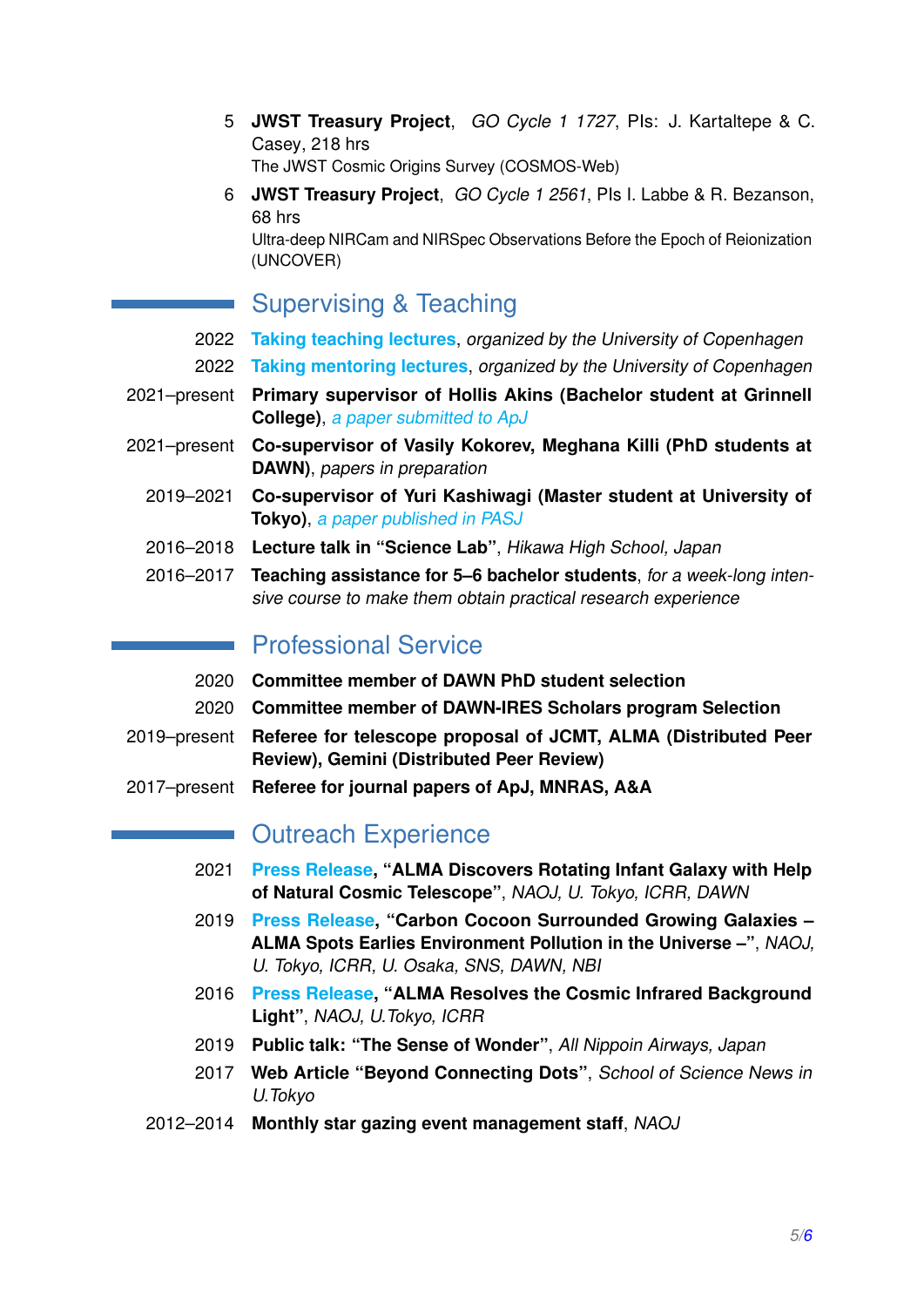5 **JWST Treasury Project**, *GO Cycle 1 1727*, PIs: J. Kartaltepe & C. Casey, 218 hrs
The JWST Cosmic Origins Survey (COSMOS-Web)

6 **JWST Treasury Project**, *GO Cycle 1 2561*, PIs I. Labbe & R. Bezanson, 68 hrs
Ultra-deep NIRCam and NIRSpec Observations Before the Epoch of Reionization (UNCOVER)

## Supervising & Teaching

- 2022 **Taking teaching lectures**, *organized by the University of Copenhagen*
- 2022 **Taking mentoring lectures**, *organized by the University of Copenhagen*
- 2021–present **Primary supervisor of Hollis Akins (Bachelor student at Grinnell College)**, *a paper submitted to ApJ*
- 2021–present **Co-supervisor of Vasily Kokorev, Meghana Killi (PhD students at DAWN)**, *papers in preparation*
- 2019–2021 **Co-supervisor of Yuri Kashiwagi (Master student at University of Tokyo)**, *a paper published in PASJ*
- 2016–2018 **Lecture talk in "Science Lab"**, *Hikawa High School, Japan*
- 2016–2017 **Teaching assistance for 5–6 bachelor students**, *for a week-long intensive course to make them obtain practical research experience*

## Professional Service

- 2020 **Committee member of DAWN PhD student selection**
- 2020 **Committee member of DAWN-IRES Scholars program Selection**
- 2019–present **Referee for telescope proposal of JCMT, ALMA (Distributed Peer Review), Gemini (Distributed Peer Review)**
- 2017–present **Referee for journal papers of ApJ, MNRAS, A&A**

## Outreach Experience

- 2021 **Press Release, "ALMA Discovers Rotating Infant Galaxy with Help of Natural Cosmic Telescope"**, *NAOJ, U. Tokyo, ICRR, DAWN*
- 2019 **Press Release, "Carbon Cocoon Surrounded Growing Galaxies – ALMA Spots Earlies Environment Pollution in the Universe –"**, *NAOJ, U. Tokyo, ICRR, U. Osaka, SNS, DAWN, NBI*
- 2016 **Press Release, "ALMA Resolves the Cosmic Infrared Background Light"**, *NAOJ, U.Tokyo, ICRR*
- 2019 **Public talk: "The Sense of Wonder"**, *All Nippoin Airways, Japan*
- 2017 **Web Article "Beyond Connecting Dots"**, *School of Science News in U.Tokyo*
- 2012–2014 **Monthly star gazing event management staff**, *NAOJ*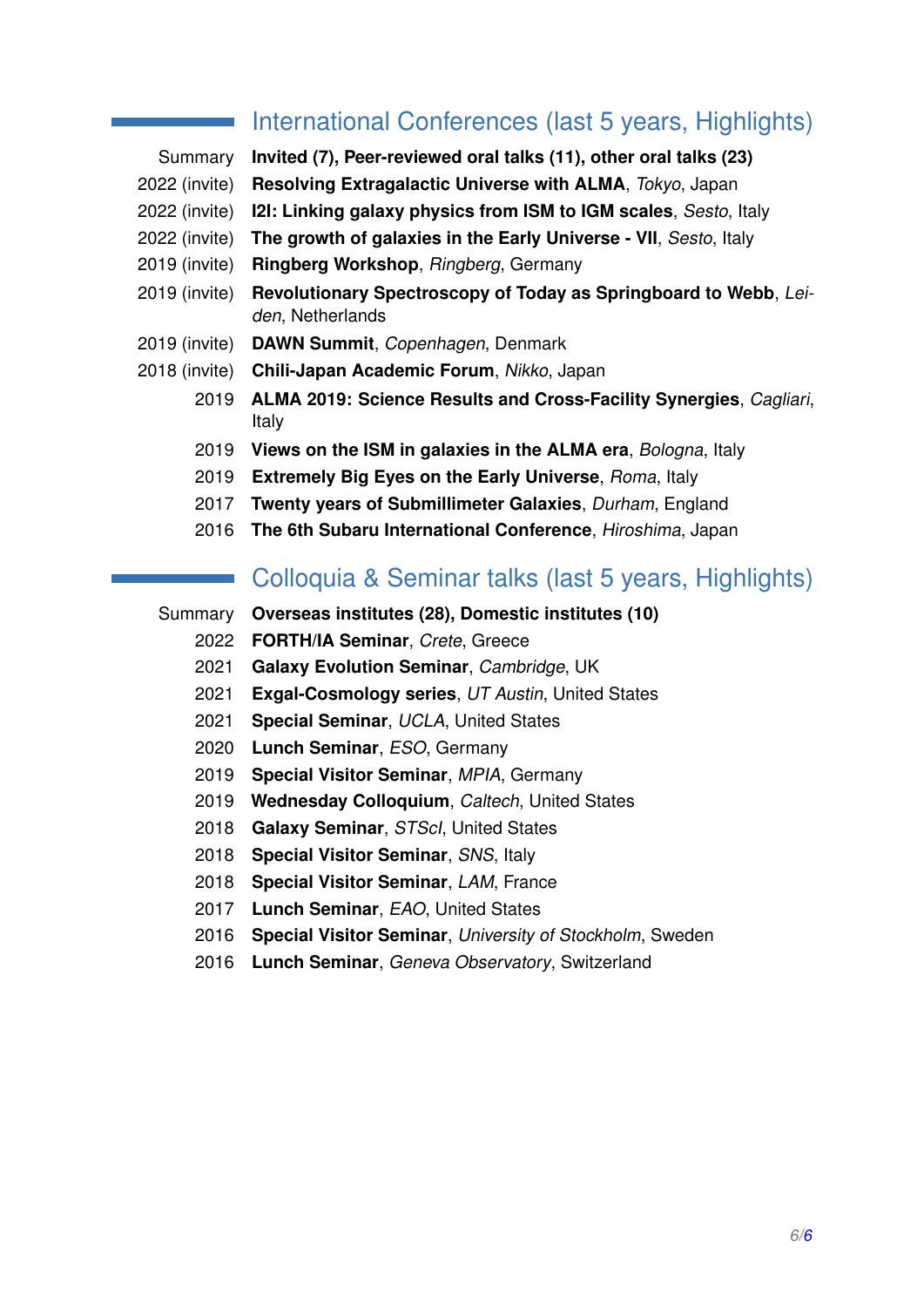## International Conferences (last 5 years, Highlights)

Summary **Invited (7), Peer-reviewed oral talks (11), other oral talks (23)**

2022 (invite) **Resolving Extragalactic Universe with ALMA**, *Tokyo*, Japan

2022 (invite) **I2I: Linking galaxy physics from ISM to IGM scales**, *Sesto*, Italy

2022 (invite) **The growth of galaxies in the Early Universe - VII**, *Sesto*, Italy

2019 (invite) **Ringberg Workshop**, *Ringberg*, Germany

2019 (invite) **Revolutionary Spectroscopy of Today as Springboard to Webb**, *Leiden*, Netherlands

2019 (invite) **DAWN Summit**, *Copenhagen*, Denmark

2018 (invite) **Chili-Japan Academic Forum**, *Nikko*, Japan

2019 **ALMA 2019: Science Results and Cross-Facility Synergies**, *Cagliari*, Italy

2019 **Views on the ISM in galaxies in the ALMA era**, *Bologna*, Italy

2019 **Extremely Big Eyes on the Early Universe**, *Roma*, Italy

2017 **Twenty years of Submillimeter Galaxies**, *Durham*, England

2016 **The 6th Subaru International Conference**, *Hiroshima*, Japan

## Colloquia & Seminar talks (last 5 years, Highlights)

Summary **Overseas institutes (28), Domestic institutes (10)**

2022 **FORTH/IA Seminar**, *Crete*, Greece

2021 **Galaxy Evolution Seminar**, *Cambridge*, UK

2021 **Exgal-Cosmology series**, *UT Austin*, United States

2021 **Special Seminar**, *UCLA*, United States

2020 **Lunch Seminar**, *ESO*, Germany

2019 **Special Visitor Seminar**, *MPIA*, Germany

2019 **Wednesday Colloquium**, *Caltech*, United States

2018 **Galaxy Seminar**, *STScI*, United States

2018 **Special Visitor Seminar**, *SNS*, Italy

2018 **Special Visitor Seminar**, *LAM*, France

2017 **Lunch Seminar**, *EAO*, United States

2016 **Special Visitor Seminar**, *University of Stockholm*, Sweden

2016 **Lunch Seminar**, *Geneva Observatory*, Switzerland